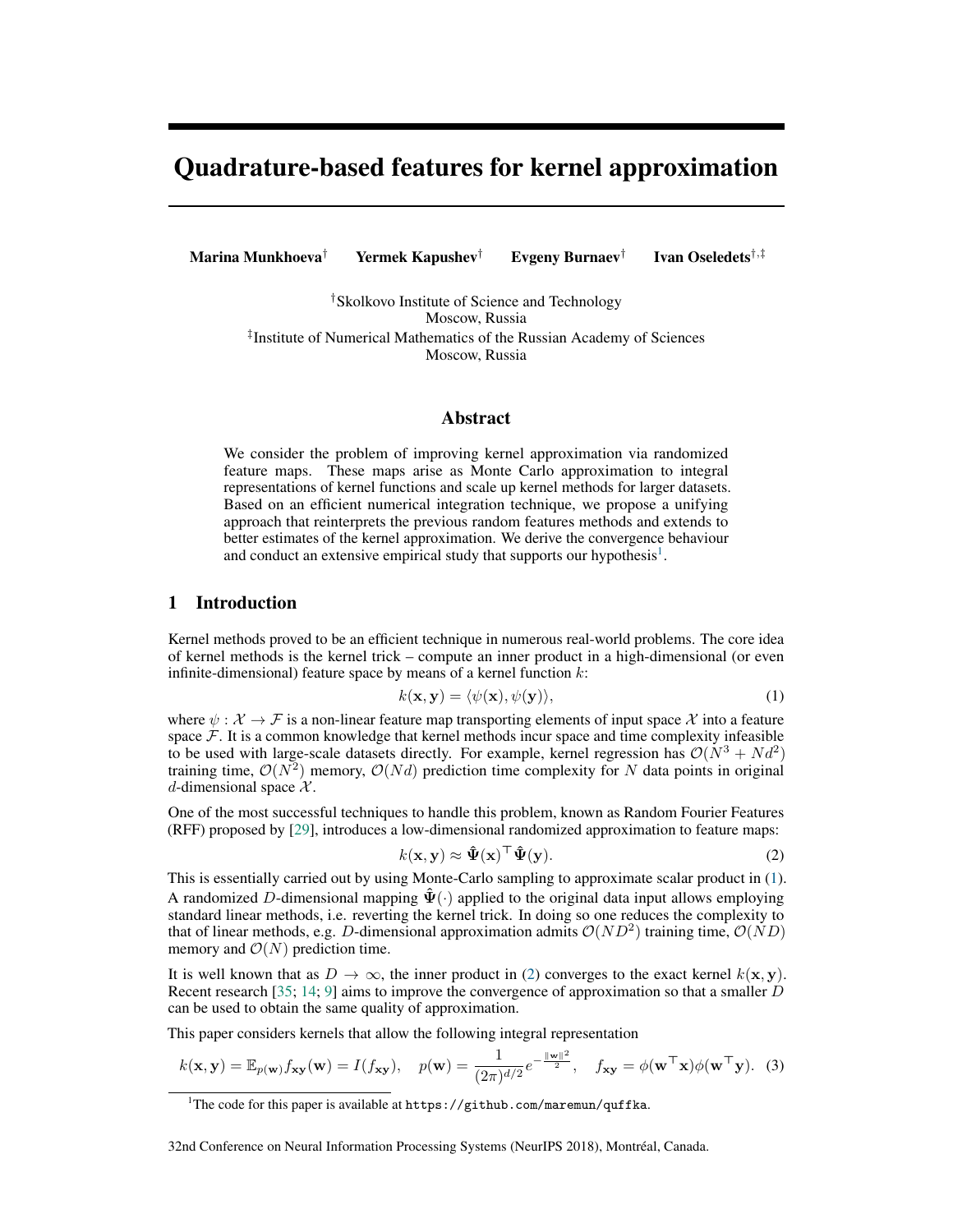# Quadrature-based features for kernel approximation

**Marina Munkhoeva**[†] **Yermek Kapushev**[†] **Evgeny Burnaev**[†] **Ivan Oseledets**[†,‡]

[†]Skolkovo Institute of Science and Technology
Moscow, Russia
[‡]Institute of Numerical Mathematics of the Russian Academy of Sciences
Moscow, Russia

## Abstract

We consider the problem of improving kernel approximation via randomized feature maps. These maps arise as Monte Carlo approximation to integral representations of kernel functions and scale up kernel methods for larger datasets. Based on an efficient numerical integration technique, we propose a unifying approach that reinterprets the previous random features methods and extends to better estimates of the kernel approximation. We derive the convergence behaviour and conduct an extensive empirical study that supports our hypothesis[1].

## 1 Introduction

Kernel methods proved to be an efficient technique in numerous real-world problems. The core idea of kernel methods is the kernel trick – compute an inner product in a high-dimensional (or even infinite-dimensional) feature space by means of a kernel function $k$:

$$k(\mathbf{x}, \mathbf{y}) = \langle \psi(\mathbf{x}), \psi(\mathbf{y}) \rangle, \tag{1}$$

where $\psi : \mathcal{X} \to \mathcal{F}$ is a non-linear feature map transporting elements of input space $\mathcal{X}$ into a feature space $\mathcal{F}$. It is a common knowledge that kernel methods incur space and time complexity infeasible to be used with large-scale datasets directly. For example, kernel regression has $\mathcal{O}(N^3 + Nd^2)$ training time, $\mathcal{O}(N^2)$ memory, $\mathcal{O}(Nd)$ prediction time complexity for $N$ data points in original $d$-dimensional space $\mathcal{X}$.

One of the most successful techniques to handle this problem, known as Random Fourier Features (RFF) proposed by [29], introduces a low-dimensional randomized approximation to feature maps:

$$k(\mathbf{x}, \mathbf{y}) \approx \hat{\mathbf{\Psi}}(\mathbf{x})^\top \hat{\mathbf{\Psi}}(\mathbf{y}). \tag{2}$$

This is essentially carried out by using Monte-Carlo sampling to approximate scalar product in (1). A randomized $D$-dimensional mapping $\hat{\mathbf{\Psi}}(\cdot)$ applied to the original data input allows employing standard linear methods, i.e. reverting the kernel trick. In doing so one reduces the complexity to that of linear methods, e.g. $D$-dimensional approximation admits $\mathcal{O}(ND^2)$ training time, $\mathcal{O}(ND)$ memory and $\mathcal{O}(N)$ prediction time.

It is well known that as $D \to \infty$, the inner product in (2) converges to the exact kernel $k(\mathbf{x}, \mathbf{y})$. Recent research [35; 14; 9] aims to improve the convergence of approximation so that a smaller $D$ can be used to obtain the same quality of approximation.

This paper considers kernels that allow the following integral representation

$$k(\mathbf{x}, \mathbf{y}) = \mathbb{E}_{p(\mathbf{w})} f_{\mathbf{xy}}(\mathbf{w}) = I(f_{\mathbf{xy}}), \quad p(\mathbf{w}) = \frac{1}{(2\pi)^{d/2}} e^{-\frac{\|\mathbf{w}\|^2}{2}}, \quad f_{\mathbf{xy}} = \phi(\mathbf{w}^\top \mathbf{x})\phi(\mathbf{w}^\top \mathbf{y}). \tag{3}$$

[1]The code for this paper is available at https://github.com/maremun/quffka.

32nd Conference on Neural Information Processing Systems (NeurIPS 2018), Montréal, Canada.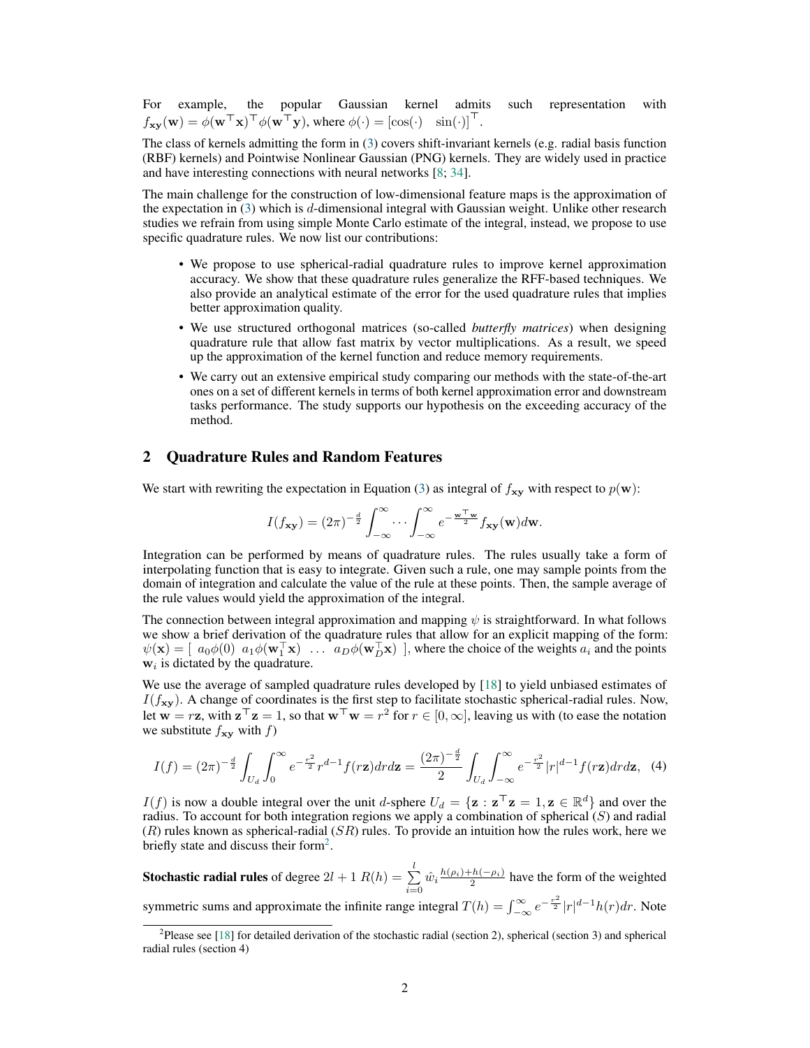For example, the popular Gaussian kernel admits such representation with $f_{\mathbf{xy}}(\mathbf{w}) = \phi(\mathbf{w}^\top \mathbf{x})^\top \phi(\mathbf{w}^\top \mathbf{y})$, where $\phi(\cdot) = [\cos(\cdot) \quad \sin(\cdot)]^\top$.

The class of kernels admitting the form in (3) covers shift-invariant kernels (e.g. radial basis function (RBF) kernels) and Pointwise Nonlinear Gaussian (PNG) kernels. They are widely used in practice and have interesting connections with neural networks [8; 34].

The main challenge for the construction of low-dimensional feature maps is the approximation of the expectation in (3) which is $d$-dimensional integral with Gaussian weight. Unlike other research studies we refrain from using simple Monte Carlo estimate of the integral, instead, we propose to use specific quadrature rules. We now list our contributions:

- We propose to use spherical-radial quadrature rules to improve kernel approximation accuracy. We show that these quadrature rules generalize the RFF-based techniques. We also provide an analytical estimate of the error for the used quadrature rules that implies better approximation quality.
- We use structured orthogonal matrices (so-called *butterfly matrices*) when designing quadrature rule that allow fast matrix by vector multiplications. As a result, we speed up the approximation of the kernel function and reduce memory requirements.
- We carry out an extensive empirical study comparing our methods with the state-of-the-art ones on a set of different kernels in terms of both kernel approximation error and downstream tasks performance. The study supports our hypothesis on the exceeding accuracy of the method.

## 2 Quadrature Rules and Random Features

We start with rewriting the expectation in Equation (3) as integral of $f_{\mathbf{xy}}$ with respect to $p(\mathbf{w})$:

$$I(f_{\mathbf{xy}}) = (2\pi)^{-\frac{d}{2}} \int_{-\infty}^{\infty} \cdots \int_{-\infty}^{\infty} e^{-\frac{\mathbf{w}^\top \mathbf{w}}{2}} f_{\mathbf{xy}}(\mathbf{w}) d\mathbf{w}.$$

Integration can be performed by means of quadrature rules. The rules usually take a form of interpolating function that is easy to integrate. Given such a rule, one may sample points from the domain of integration and calculate the value of the rule at these points. Then, the sample average of the rule values would yield the approximation of the integral.

The connection between integral approximation and mapping $\psi$ is straightforward. In what follows we show a brief derivation of the quadrature rules that allow for an explicit mapping of the form: $\psi(\mathbf{x}) = [\ a_0\phi(0) \ \ a_1\phi(\mathbf{w}_1^\top \mathbf{x}) \ \ \ldots \ \ a_D\phi(\mathbf{w}_D^\top \mathbf{x})\ ]$, where the choice of the weights $a_i$ and the points $\mathbf{w}_i$ is dictated by the quadrature.

We use the average of sampled quadrature rules developed by [18] to yield unbiased estimates of $I(f_{\mathbf{xy}})$. A change of coordinates is the first step to facilitate stochastic spherical-radial rules. Now, let $\mathbf{w} = r\mathbf{z}$, with $\mathbf{z}^\top \mathbf{z} = 1$, so that $\mathbf{w}^\top \mathbf{w} = r^2$ for $r \in [0, \infty]$, leaving us with (to ease the notation we substitute $f_{\mathbf{xy}}$ with $f$)

$$I(f) = (2\pi)^{-\frac{d}{2}} \int_{U_d} \int_0^\infty e^{-\frac{r^2}{2}} r^{d-1} f(r\mathbf{z}) dr d\mathbf{z} = \frac{(2\pi)^{-\frac{d}{2}}}{2} \int_{U_d} \int_{-\infty}^{\infty} e^{-\frac{r^2}{2}} |r|^{d-1} f(r\mathbf{z}) dr d\mathbf{z}, \quad (4)$$

$I(f)$ is now a double integral over the unit $d$-sphere $U_d = \{\mathbf{z} : \mathbf{z}^\top \mathbf{z} = 1, \mathbf{z} \in \mathbb{R}^d\}$ and over the radius. To account for both integration regions we apply a combination of spherical ($S$) and radial ($R$) rules known as spherical-radial ($SR$) rules. To provide an intuition how the rules work, here we briefly state and discuss their form[2].

**Stochastic radial rules** of degree $2l+1$ $R(h) = \sum_{i=0}^{l} \hat{w}_i \frac{h(\rho_i) + h(-\rho_i)}{2}$ have the form of the weighted symmetric sums and approximate the infinite range integral $T(h) = \int_{-\infty}^{\infty} e^{-\frac{r^2}{2}} |r|^{d-1} h(r) dr$. Note

[2] Please see [18] for detailed derivation of the stochastic radial (section 2), spherical (section 3) and spherical radial rules (section 4)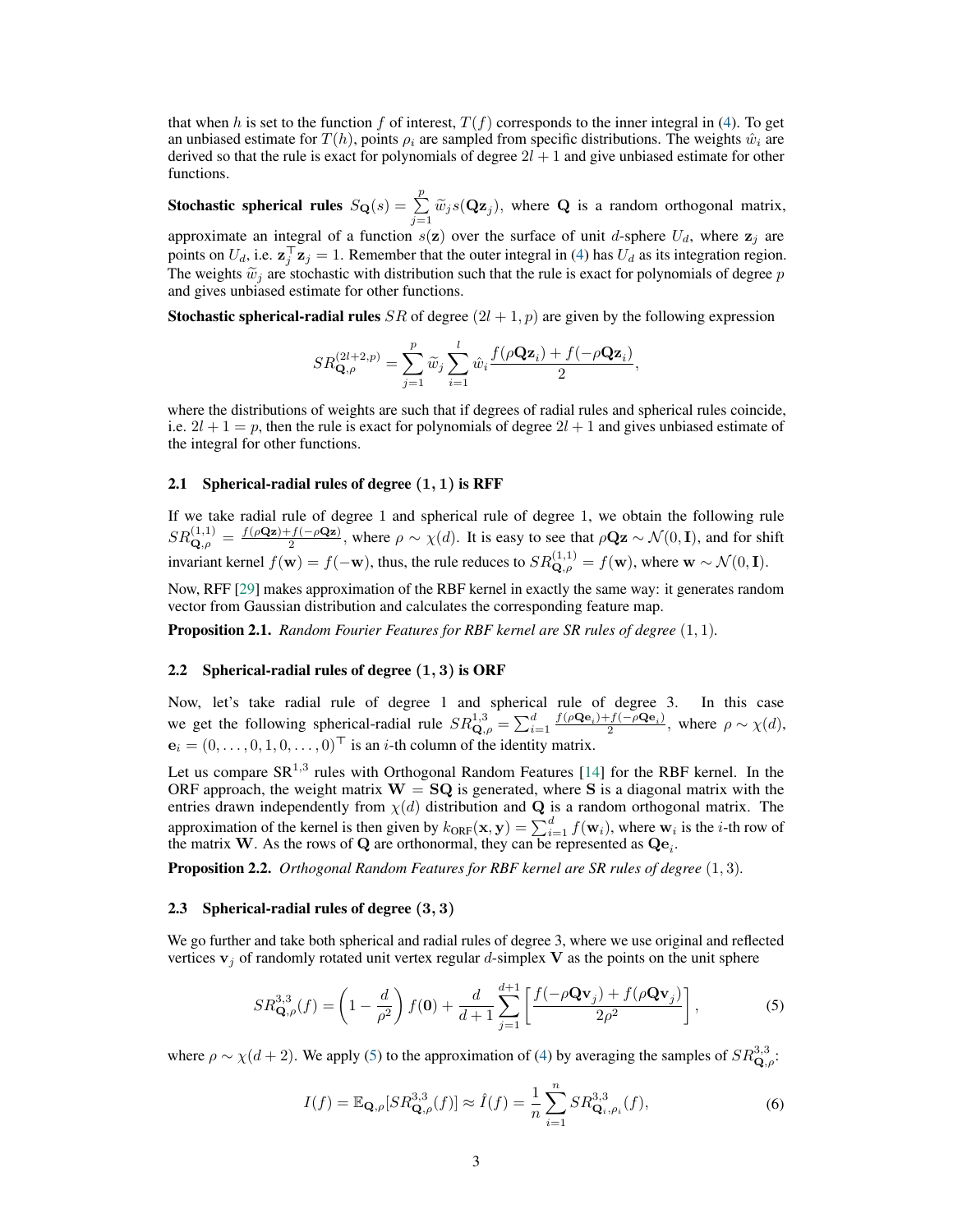that when $h$ is set to the function $f$ of interest, $T(f)$ corresponds to the inner integral in (4). To get an unbiased estimate for $T(h)$, points $\rho_i$ are sampled from specific distributions. The weights $\hat{w}_i$ are derived so that the rule is exact for polynomials of degree $2l + 1$ and give unbiased estimate for other functions.

**Stochastic spherical rules** $S_{\mathbf{Q}}(s) = \sum_{j=1}^{p} \widetilde{w}_j s(\mathbf{Q}\mathbf{z}_j)$, where $\mathbf{Q}$ is a random orthogonal matrix, approximate an integral of a function $s(\mathbf{z})$ over the surface of unit $d$-sphere $U_d$, where $\mathbf{z}_j$ are points on $U_d$, i.e. $\mathbf{z}_j^\top \mathbf{z}_j = 1$. Remember that the outer integral in (4) has $U_d$ as its integration region. The weights $\widetilde{w}_j$ are stochastic with distribution such that the rule is exact for polynomials of degree $p$ and gives unbiased estimate for other functions.

**Stochastic spherical-radial rules** $SR$ of degree $(2l + 1, p)$ are given by the following expression

$$SR^{(2l+2,p)}_{\mathbf{Q},\rho} = \sum_{j=1}^{p} \widetilde{w}_j \sum_{i=1}^{l} \hat{w}_i \frac{f(\rho\mathbf{Q}\mathbf{z}_i) + f(-\rho\mathbf{Q}\mathbf{z}_i)}{2},$$

where the distributions of weights are such that if degrees of radial rules and spherical rules coincide, i.e. $2l + 1 = p$, then the rule is exact for polynomials of degree $2l + 1$ and gives unbiased estimate of the integral for other functions.

### 2.1 Spherical-radial rules of degree $(1, 1)$ is RFF

If we take radial rule of degree 1 and spherical rule of degree 1, we obtain the following rule $SR^{(1,1)}_{\mathbf{Q},\rho} = \frac{f(\rho\mathbf{Q}\mathbf{z}) + f(-\rho\mathbf{Q}\mathbf{z})}{2}$, where $\rho \sim \chi(d)$. It is easy to see that $\rho\mathbf{Q}\mathbf{z} \sim \mathcal{N}(0, \mathbf{I})$, and for shift invariant kernel $f(\mathbf{w}) = f(-\mathbf{w})$, thus, the rule reduces to $SR^{(1,1)}_{\mathbf{Q},\rho} = f(\mathbf{w})$, where $\mathbf{w} \sim \mathcal{N}(0, \mathbf{I})$.

Now, RFF [29] makes approximation of the RBF kernel in exactly the same way: it generates random vector from Gaussian distribution and calculates the corresponding feature map.

**Proposition 2.1.** *Random Fourier Features for RBF kernel are SR rules of degree* $(1, 1)$.

### 2.2 Spherical-radial rules of degree $(1, 3)$ is ORF

Now, let's take radial rule of degree 1 and spherical rule of degree 3. In this case we get the following spherical-radial rule $SR^{1,3}_{\mathbf{Q},\rho} = \sum_{i=1}^{d} \frac{f(\rho\mathbf{Q}\mathbf{e}_i) + f(-\rho\mathbf{Q}\mathbf{e}_i)}{2}$, where $\rho \sim \chi(d)$, $\mathbf{e}_i = (0, \ldots, 0, 1, 0, \ldots, 0)^\top$ is an $i$-th column of the identity matrix.

Let us compare $\mathrm{SR}^{1,3}$ rules with Orthogonal Random Features [14] for the RBF kernel. In the ORF approach, the weight matrix $\mathbf{W} = \mathbf{S}\mathbf{Q}$ is generated, where $\mathbf{S}$ is a diagonal matrix with the entries drawn independently from $\chi(d)$ distribution and $\mathbf{Q}$ is a random orthogonal matrix. The approximation of the kernel is then given by $k_{\mathrm{ORF}}(\mathbf{x}, \mathbf{y}) = \sum_{i=1}^{d} f(\mathbf{w}_i)$, where $\mathbf{w}_i$ is the $i$-th row of the matrix $\mathbf{W}$. As the rows of $\mathbf{Q}$ are orthonormal, they can be represented as $\mathbf{Q}\mathbf{e}_i$.

**Proposition 2.2.** *Orthogonal Random Features for RBF kernel are SR rules of degree* $(1, 3)$.

### 2.3 Spherical-radial rules of degree $(3, 3)$

We go further and take both spherical and radial rules of degree 3, where we use original and reflected vertices $\mathbf{v}_j$ of randomly rotated unit vertex regular $d$-simplex $\mathbf{V}$ as the points on the unit sphere

$$SR^{3,3}_{\mathbf{Q},\rho}(f) = \left(1 - \frac{d}{\rho^2}\right) f(\mathbf{0}) + \frac{d}{d+1} \sum_{j=1}^{d+1} \left[\frac{f(-\rho\mathbf{Q}\mathbf{v}_j) + f(\rho\mathbf{Q}\mathbf{v}_j)}{2\rho^2}\right], \tag{5}$$

where $\rho \sim \chi(d + 2)$. We apply (5) to the approximation of (4) by averaging the samples of $SR^{3,3}_{\mathbf{Q},\rho}$:

$$I(f) = \mathbb{E}_{\mathbf{Q},\rho}[SR^{3,3}_{\mathbf{Q},\rho}(f)] \approx \hat{I}(f) = \frac{1}{n} \sum_{i=1}^{n} SR^{3,3}_{\mathbf{Q}_i,\rho_i}(f), \tag{6}$$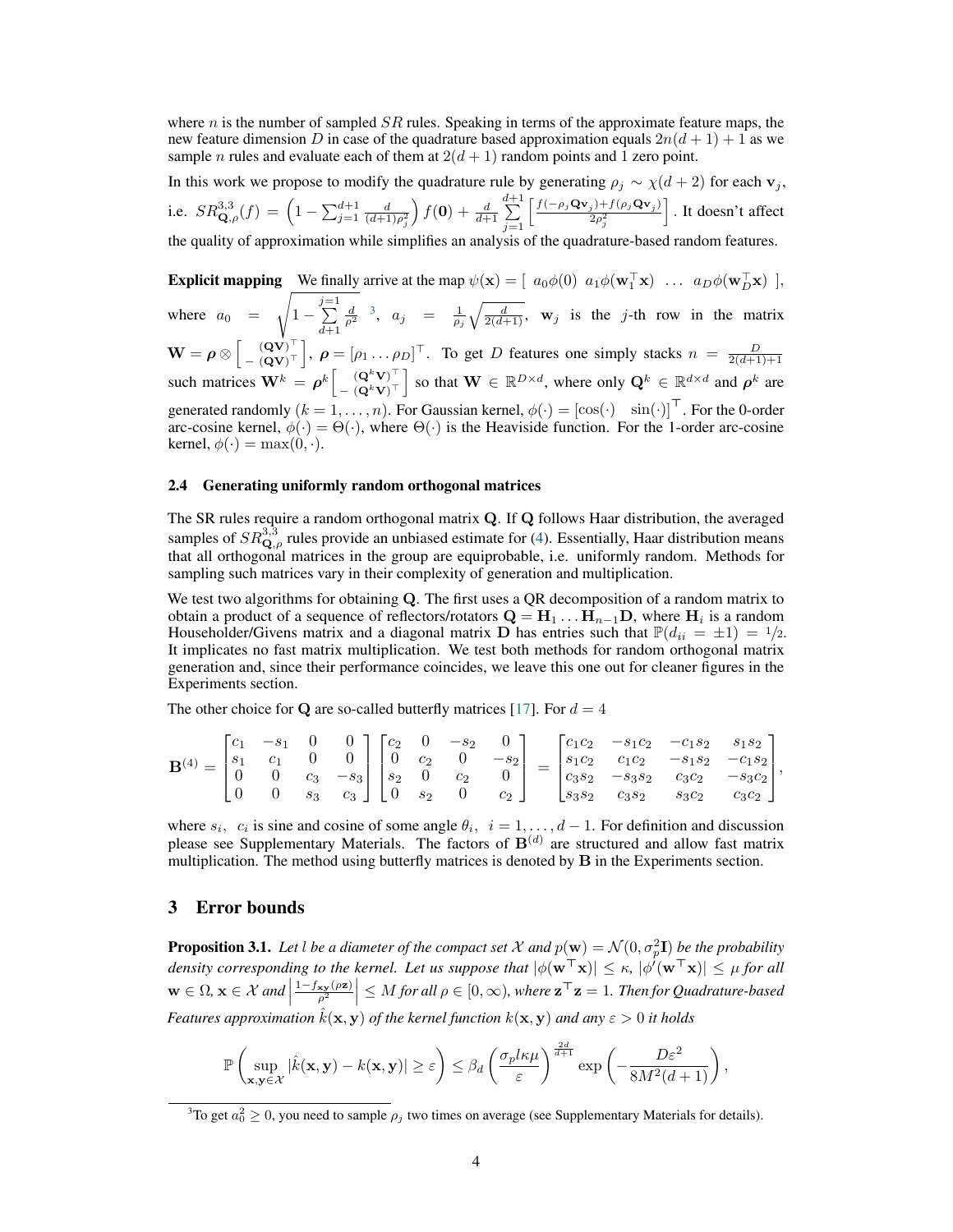where $n$ is the number of sampled $SR$ rules. Speaking in terms of the approximate feature maps, the new feature dimension $D$ in case of the quadrature based approximation equals $2n(d+1)+1$ as we sample $n$ rules and evaluate each of them at $2(d+1)$ random points and 1 zero point.

In this work we propose to modify the quadrature rule by generating $\rho_j \sim \chi(d+2)$ for each $\mathbf{v}_j$, i.e. $SR^{3,3}_{\mathbf{Q},\rho}(f) = \left(1 - \sum_{j=1}^{d+1} \frac{d}{(d+1)\rho_j^2}\right) f(\mathbf{0}) + \frac{d}{d+1} \sum_{j=1}^{d+1} \left[\frac{f(-\rho_j \mathbf{Q}\mathbf{v}_j) + f(\rho_j \mathbf{Q}\mathbf{v}_j)}{2\rho_j^2}\right]$. It doesn't affect the quality of approximation while simplifies an analysis of the quadrature-based random features.

**Explicit mapping** We finally arrive at the map $\psi(\mathbf{x}) = [\ a_0\phi(0)\ \ a_1\phi(\mathbf{w}_1^\top \mathbf{x})\ \ \ldots\ \ a_D\phi(\mathbf{w}_D^\top \mathbf{x})\ ]$, where $a_0 = \sqrt{1 - \sum_{d+1}^{j=1} \frac{d}{\rho^2}}$ [3], $a_j = \frac{1}{\rho_j}\sqrt{\frac{d}{2(d+1)}}$, $\mathbf{w}_j$ is the $j$-th row in the matrix $\mathbf{W} = \boldsymbol{\rho} \otimes \begin{bmatrix} (\mathbf{Q}\mathbf{V})^\top \\ -(\mathbf{Q}\mathbf{V})^\top \end{bmatrix}$, $\boldsymbol{\rho} = [\rho_1 \ldots \rho_D]^\top$. To get $D$ features one simply stacks $n = \frac{D}{2(d+1)+1}$ such matrices $\mathbf{W}^k = \boldsymbol{\rho}^k \begin{bmatrix} (\mathbf{Q}^k\mathbf{V})^\top \\ -(\mathbf{Q}^k\mathbf{V})^\top \end{bmatrix}$ so that $\mathbf{W} \in \mathbb{R}^{D \times d}$, where only $\mathbf{Q}^k \in \mathbb{R}^{d \times d}$ and $\boldsymbol{\rho}^k$ are generated randomly ($k = 1, \ldots, n$). For Gaussian kernel, $\phi(\cdot) = [\cos(\cdot) \quad \sin(\cdot)]^\top$. For the 0-order arc-cosine kernel, $\phi(\cdot) = \Theta(\cdot)$, where $\Theta(\cdot)$ is the Heaviside function. For the 1-order arc-cosine kernel, $\phi(\cdot) = \max(0, \cdot)$.

### 2.4 Generating uniformly random orthogonal matrices

The SR rules require a random orthogonal matrix $\mathbf{Q}$. If $\mathbf{Q}$ follows Haar distribution, the averaged samples of $SR^{3,3}_{\mathbf{Q},\rho}$ rules provide an unbiased estimate for (4). Essentially, Haar distribution means that all orthogonal matrices in the group are equiprobable, i.e. uniformly random. Methods for sampling such matrices vary in their complexity of generation and multiplication.

We test two algorithms for obtaining $\mathbf{Q}$. The first uses a QR decomposition of a random matrix to obtain a product of a sequence of reflectors/rotators $\mathbf{Q} = \mathbf{H}_1 \ldots \mathbf{H}_{n-1}\mathbf{D}$, where $\mathbf{H}_i$ is a random Householder/Givens matrix and a diagonal matrix $\mathbf{D}$ has entries such that $\mathbb{P}(d_{ii} = \pm 1) = 1/2$. It implicates no fast matrix multiplication. We test both methods for random orthogonal matrix generation and, since their performance coincides, we leave this one out for cleaner figures in the Experiments section.

The other choice for $\mathbf{Q}$ are so-called butterfly matrices [17]. For $d = 4$

$$\mathbf{B}^{(4)} = \begin{bmatrix} c_1 & -s_1 & 0 & 0 \\ s_1 & c_1 & 0 & 0 \\ 0 & 0 & c_3 & -s_3 \\ 0 & 0 & s_3 & c_3 \end{bmatrix} \begin{bmatrix} c_2 & 0 & -s_2 & 0 \\ 0 & c_2 & 0 & -s_2 \\ s_2 & 0 & c_2 & 0 \\ 0 & s_2 & 0 & c_2 \end{bmatrix} = \begin{bmatrix} c_1c_2 & -s_1c_2 & -c_1s_2 & s_1s_2 \\ s_1c_2 & c_1c_2 & -s_1s_2 & -c_1s_2 \\ c_3s_2 & -s_3s_2 & c_3c_2 & -s_3c_2 \\ s_3s_2 & c_3s_2 & s_3c_2 & c_3c_2 \end{bmatrix},$$

where $s_i,\ c_i$ is sine and cosine of some angle $\theta_i,\ i = 1, \ldots, d-1$. For definition and discussion please see Supplementary Materials. The factors of $\mathbf{B}^{(d)}$ are structured and allow fast matrix multiplication. The method using butterfly matrices is denoted by $\mathbf{B}$ in the Experiments section.

## 3 Error bounds

**Proposition 3.1.** *Let $l$ be a diameter of the compact set $\mathcal{X}$ and $p(\mathbf{w}) = \mathcal{N}(0, \sigma_p^2 \mathbf{I})$ be the probability density corresponding to the kernel. Let us suppose that $|\phi(\mathbf{w}^\top \mathbf{x})| \le \kappa$, $|\phi'(\mathbf{w}^\top \mathbf{x})| \le \mu$ for all $\mathbf{w} \in \Omega$, $\mathbf{x} \in \mathcal{X}$ and $\left|\frac{1 - f_{\mathbf{xy}}(\rho \mathbf{z})}{\rho^2}\right| \le M$ for all $\rho \in [0, \infty)$, where $\mathbf{z}^\top \mathbf{z} = 1$. Then for Quadrature-based Features approximation $\hat{k}(\mathbf{x}, \mathbf{y})$ of the kernel function $k(\mathbf{x}, \mathbf{y})$ and any $\varepsilon > 0$ it holds*

$$\mathbb{P}\left(\sup_{\mathbf{x}, \mathbf{y} \in \mathcal{X}} |\hat{k}(\mathbf{x}, \mathbf{y}) - k(\mathbf{x}, \mathbf{y})| \ge \varepsilon\right) \le \beta_d \left(\frac{\sigma_p l \kappa \mu}{\varepsilon}\right)^{\frac{2d}{d+1}} \exp\left(-\frac{D\varepsilon^2}{8M^2(d+1)}\right),$$

[3] To get $a_0^2 \ge 0$, you need to sample $\rho_j$ two times on average (see Supplementary Materials for details).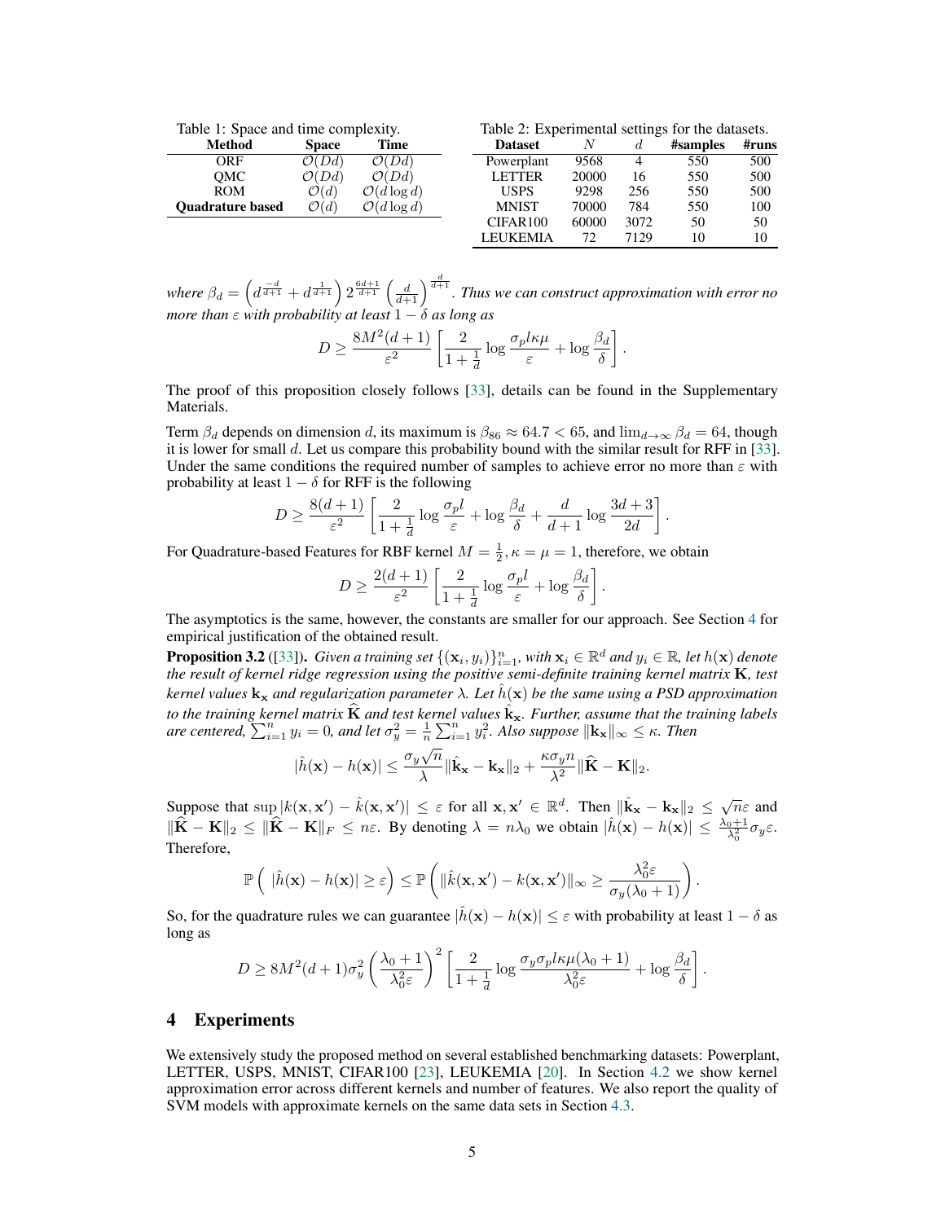Table 1: Space and time complexity.

| Method | Space | Time |
|---|---|---|
| ORF | $\mathcal{O}(Dd)$ | $\mathcal{O}(Dd)$ |
| QMC | $\mathcal{O}(Dd)$ | $\mathcal{O}(Dd)$ |
| ROM | $\mathcal{O}(d)$ | $\mathcal{O}(d \log d)$ |
| **Quadrature based** | $\mathcal{O}(d)$ | $\mathcal{O}(d \log d)$ |

Table 2: Experimental settings for the datasets.

| Dataset | $N$ | $d$ | #samples | #runs |
|---|---|---|---|---|
| Powerplant | 9568 | 4 | 550 | 500 |
| LETTER | 20000 | 16 | 550 | 500 |
| USPS | 9298 | 256 | 550 | 500 |
| MNIST | 70000 | 784 | 550 | 100 |
| CIFAR100 | 60000 | 3072 | 50 | 50 |
| LEUKEMIA | 72 | 7129 | 10 | 10 |

*where* $\beta_d = \left(d^{\frac{-d}{d+1}} + d^{\frac{1}{d+1}}\right) 2^{\frac{6d+1}{d+1}} \left(\frac{d}{d+1}\right)^{\frac{d}{d+1}}$. *Thus we can construct approximation with error no more than* $\varepsilon$ *with probability at least* $1-\delta$ *as long as*

$$D \geq \frac{8M^2(d+1)}{\varepsilon^2}\left[\frac{2}{1+\frac{1}{d}} \log \frac{\sigma_p l \kappa \mu}{\varepsilon} + \log \frac{\beta_d}{\delta}\right].$$

The proof of this proposition closely follows [33], details can be found in the Supplementary Materials.

Term $\beta_d$ depends on dimension $d$, its maximum is $\beta_{86} \approx 64.7 < 65$, and $\lim_{d\to\infty} \beta_d = 64$, though it is lower for small $d$. Let us compare this probability bound with the similar result for RFF in [33]. Under the same conditions the required number of samples to achieve error no more than $\varepsilon$ with probability at least $1-\delta$ for RFF is the following

$$D \geq \frac{8(d+1)}{\varepsilon^2}\left[\frac{2}{1+\frac{1}{d}} \log \frac{\sigma_p l}{\varepsilon} + \log \frac{\beta_d}{\delta} + \frac{d}{d+1} \log \frac{3d+3}{2d}\right].$$

For Quadrature-based Features for RBF kernel $M = \frac{1}{2}, \kappa = \mu = 1$, therefore, we obtain

$$D \geq \frac{2(d+1)}{\varepsilon^2}\left[\frac{2}{1+\frac{1}{d}} \log \frac{\sigma_p l}{\varepsilon} + \log \frac{\beta_d}{\delta}\right].$$

The asymptotics is the same, however, the constants are smaller for our approach. See Section 4 for empirical justification of the obtained result.

**Proposition 3.2** ([33])**.** *Given a training set* $\{(\mathbf{x}_i, y_i)\}_{i=1}^n$*, with* $\mathbf{x}_i \in \mathbb{R}^d$ *and* $y_i \in \mathbb{R}$*, let* $h(\mathbf{x})$ *denote the result of kernel ridge regression using the positive semi-definite training kernel matrix* $\mathbf{K}$*, test kernel values* $\mathbf{k}_\mathbf{x}$ *and regularization parameter* $\lambda$*. Let* $\hat{h}(\mathbf{x})$ *be the same using a PSD approximation to the training kernel matrix* $\widehat{\mathbf{K}}$ *and test kernel values* $\hat{\mathbf{k}}_\mathbf{x}$*. Further, assume that the training labels are centered,* $\sum_{i=1}^n y_i = 0$*, and let* $\sigma_y^2 = \frac{1}{n}\sum_{i=1}^n y_i^2$*. Also suppose* $\|\mathbf{k}_\mathbf{x}\|_\infty \leq \kappa$*. Then*

$$|\hat{h}(\mathbf{x}) - h(\mathbf{x})| \leq \frac{\sigma_y \sqrt{n}}{\lambda}\|\hat{\mathbf{k}}_\mathbf{x} - \mathbf{k}_\mathbf{x}\|_2 + \frac{\kappa \sigma_y n}{\lambda^2}\|\widehat{\mathbf{K}} - \mathbf{K}\|_2.$$

Suppose that $\sup |k(\mathbf{x}, \mathbf{x}') - \hat{k}(\mathbf{x}, \mathbf{x}')| \leq \varepsilon$ for all $\mathbf{x}, \mathbf{x}' \in \mathbb{R}^d$. Then $\|\hat{\mathbf{k}}_\mathbf{x} - \mathbf{k}_\mathbf{x}\|_2 \leq \sqrt{n}\varepsilon$ and $\|\widehat{\mathbf{K}} - \mathbf{K}\|_2 \leq \|\widehat{\mathbf{K}} - \mathbf{K}\|_F \leq n\varepsilon$. By denoting $\lambda = n\lambda_0$ we obtain $|\hat{h}(\mathbf{x}) - h(\mathbf{x})| \leq \frac{\lambda_0+1}{\lambda_0^2}\sigma_y \varepsilon$. Therefore,

$$\mathbb{P}\left(\ |\hat{h}(\mathbf{x}) - h(\mathbf{x})| \geq \varepsilon\right) \leq \mathbb{P}\left(\|\hat{k}(\mathbf{x}, \mathbf{x}') - k(\mathbf{x}, \mathbf{x}')\|_\infty \geq \frac{\lambda_0^2 \varepsilon}{\sigma_y(\lambda_0+1)}\right).$$

So, for the quadrature rules we can guarantee $|\hat{h}(\mathbf{x}) - h(\mathbf{x})| \leq \varepsilon$ with probability at least $1-\delta$ as long as

$$D \geq 8M^2(d+1)\sigma_y^2\left(\frac{\lambda_0+1}{\lambda_0^2 \varepsilon}\right)^2\left[\frac{2}{1+\frac{1}{d}} \log \frac{\sigma_y \sigma_p l \kappa \mu(\lambda_0+1)}{\lambda_0^2 \varepsilon} + \log \frac{\beta_d}{\delta}\right].$$

## 4 Experiments

We extensively study the proposed method on several established benchmarking datasets: Powerplant, LETTER, USPS, MNIST, CIFAR100 [23], LEUKEMIA [20]. In Section 4.2 we show kernel approximation error across different kernels and number of features. We also report the quality of SVM models with approximate kernels on the same data sets in Section 4.3.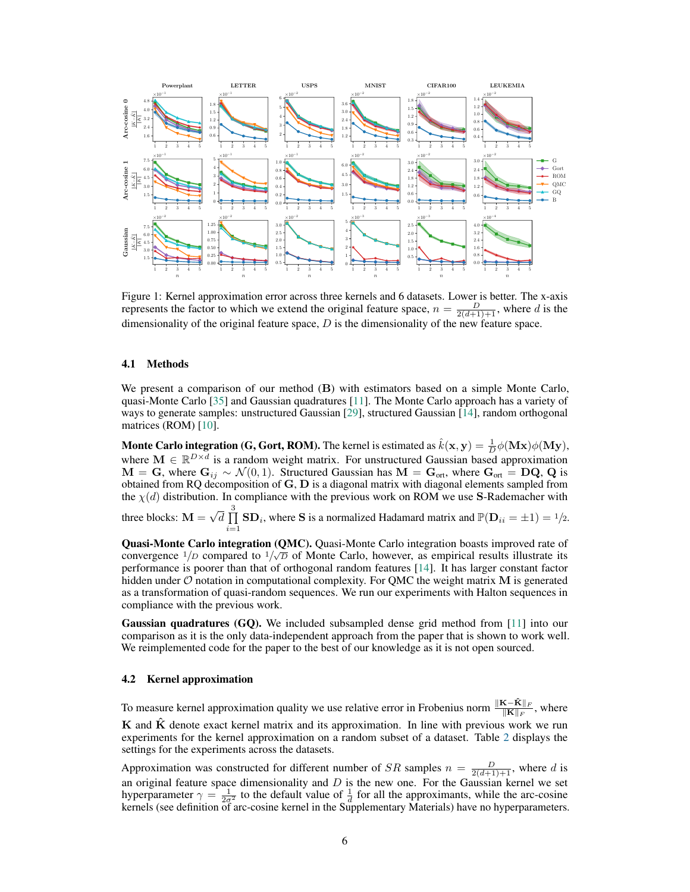Figure 1: Kernel approximation error across three kernels and 6 datasets. Lower is better. The x-axis represents the factor to which we extend the original feature space, $n = \frac{D}{2(d+1)+1}$, where $d$ is the dimensionality of the original feature space, $D$ is the dimensionality of the new feature space.

### 4.1 Methods

We present a comparison of our method (**B**) with estimators based on a simple Monte Carlo, quasi-Monte Carlo [35] and Gaussian quadratures [11]. The Monte Carlo approach has a variety of ways to generate samples: unstructured Gaussian [29], structured Gaussian [14], random orthogonal matrices (ROM) [10].

**Monte Carlo integration (G, Gort, ROM).** The kernel is estimated as $\hat{k}(\mathbf{x}, \mathbf{y}) = \frac{1}{D}\phi(\mathbf{M}\mathbf{x})\phi(\mathbf{M}\mathbf{y})$, where $\mathbf{M} \in \mathbb{R}^{D \times d}$ is a random weight matrix. For unstructured Gaussian based approximation $\mathbf{M} = \mathbf{G}$, where $\mathbf{G}_{ij} \sim \mathcal{N}(0, 1)$. Structured Gaussian has $\mathbf{M} = \mathbf{G}_{\text{ort}}$, where $\mathbf{G}_{\text{ort}} = \mathbf{D}\mathbf{Q}$, $\mathbf{Q}$ is obtained from RQ decomposition of $\mathbf{G}$, $\mathbf{D}$ is a diagonal matrix with diagonal elements sampled from the $\chi(d)$ distribution. In compliance with the previous work on ROM we use $\mathbf{S}$-Rademacher with three blocks: $\mathbf{M} = \sqrt{d}\prod_{i=1}^{3}\mathbf{S}\mathbf{D}_i$, where $\mathbf{S}$ is a normalized Hadamard matrix and $\mathbb{P}(\mathbf{D}_{ii} = \pm 1) = 1/2$.

**Quasi-Monte Carlo integration (QMC).** Quasi-Monte Carlo integration boasts improved rate of convergence $1/D$ compared to $1/\sqrt{D}$ of Monte Carlo, however, as empirical results illustrate its performance is poorer than that of orthogonal random features [14]. It has larger constant factor hidden under $\mathcal{O}$ notation in computational complexity. For QMC the weight matrix $\mathbf{M}$ is generated as a transformation of quasi-random sequences. We run our experiments with Halton sequences in compliance with the previous work.

**Gaussian quadratures (GQ).** We included subsampled dense grid method from [11] into our comparison as it is the only data-independent approach from the paper that is shown to work well. We reimplemented code for the paper to the best of our knowledge as it is not open sourced.

### 4.2 Kernel approximation

To measure kernel approximation quality we use relative error in Frobenius norm $\frac{\|\mathbf{K} - \hat{\mathbf{K}}\|_F}{\|\mathbf{K}\|_F}$, where $\mathbf{K}$ and $\hat{\mathbf{K}}$ denote exact kernel matrix and its approximation. In line with previous work we run experiments for the kernel approximation on a random subset of a dataset. Table 2 displays the settings for the experiments across the datasets.

Approximation was constructed for different number of $SR$ samples $n = \frac{D}{2(d+1)+1}$, where $d$ is an original feature space dimensionality and $D$ is the new one. For the Gaussian kernel we set hyperparameter $\gamma = \frac{1}{2\sigma^2}$ to the default value of $\frac{1}{d}$ for all the approximants, while the arc-cosine kernels (see definition of arc-cosine kernel in the Supplementary Materials) have no hyperparameters.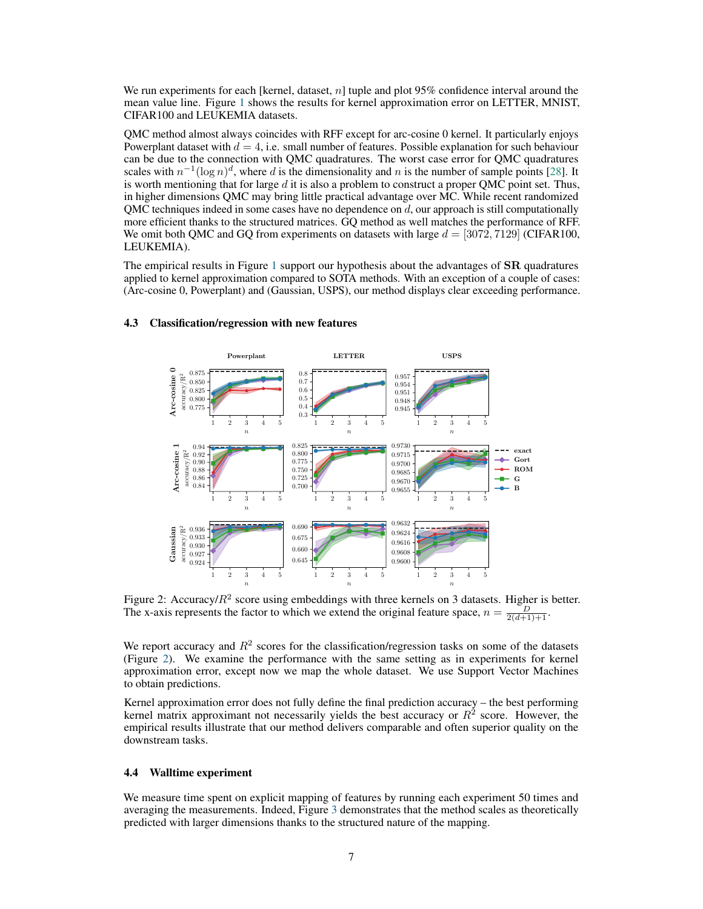We run experiments for each [kernel, dataset, $n$] tuple and plot 95% confidence interval around the mean value line. Figure 1 shows the results for kernel approximation error on LETTER, MNIST, CIFAR100 and LEUKEMIA datasets.

QMC method almost always coincides with RFF except for arc-cosine 0 kernel. It particularly enjoys Powerplant dataset with $d = 4$, i.e. small number of features. Possible explanation for such behaviour can be due to the connection with QMC quadratures. The worst case error for QMC quadratures scales with $n^{-1}(\log n)^d$, where $d$ is the dimensionality and $n$ is the number of sample points [28]. It is worth mentioning that for large $d$ it is also a problem to construct a proper QMC point set. Thus, in higher dimensions QMC may bring little practical advantage over MC. While recent randomized QMC techniques indeed in some cases have no dependence on $d$, our approach is still computationally more efficient thanks to the structured matrices. GQ method as well matches the performance of RFF. We omit both QMC and GQ from experiments on datasets with large $d = [3072, 7129]$ (CIFAR100, LEUKEMIA).

The empirical results in Figure 1 support our hypothesis about the advantages of **SR** quadratures applied to kernel approximation compared to SOTA methods. With an exception of a couple of cases: (Arc-cosine 0, Powerplant) and (Gaussian, USPS), our method displays clear exceeding performance.

### 4.3 Classification/regression with new features

Figure 2: Accuracy/$R^2$ score using embeddings with three kernels on 3 datasets. Higher is better. The x-axis represents the factor to which we extend the original feature space, $n = \frac{D}{2(d+1)+1}$.

We report accuracy and $R^2$ scores for the classification/regression tasks on some of the datasets (Figure 2). We examine the performance with the same setting as in experiments for kernel approximation error, except now we map the whole dataset. We use Support Vector Machines to obtain predictions.

Kernel approximation error does not fully define the final prediction accuracy – the best performing kernel matrix approximant not necessarily yields the best accuracy or $R^2$ score. However, the empirical results illustrate that our method delivers comparable and often superior quality on the downstream tasks.

### 4.4 Walltime experiment

We measure time spent on explicit mapping of features by running each experiment 50 times and averaging the measurements. Indeed, Figure 3 demonstrates that the method scales as theoretically predicted with larger dimensions thanks to the structured nature of the mapping.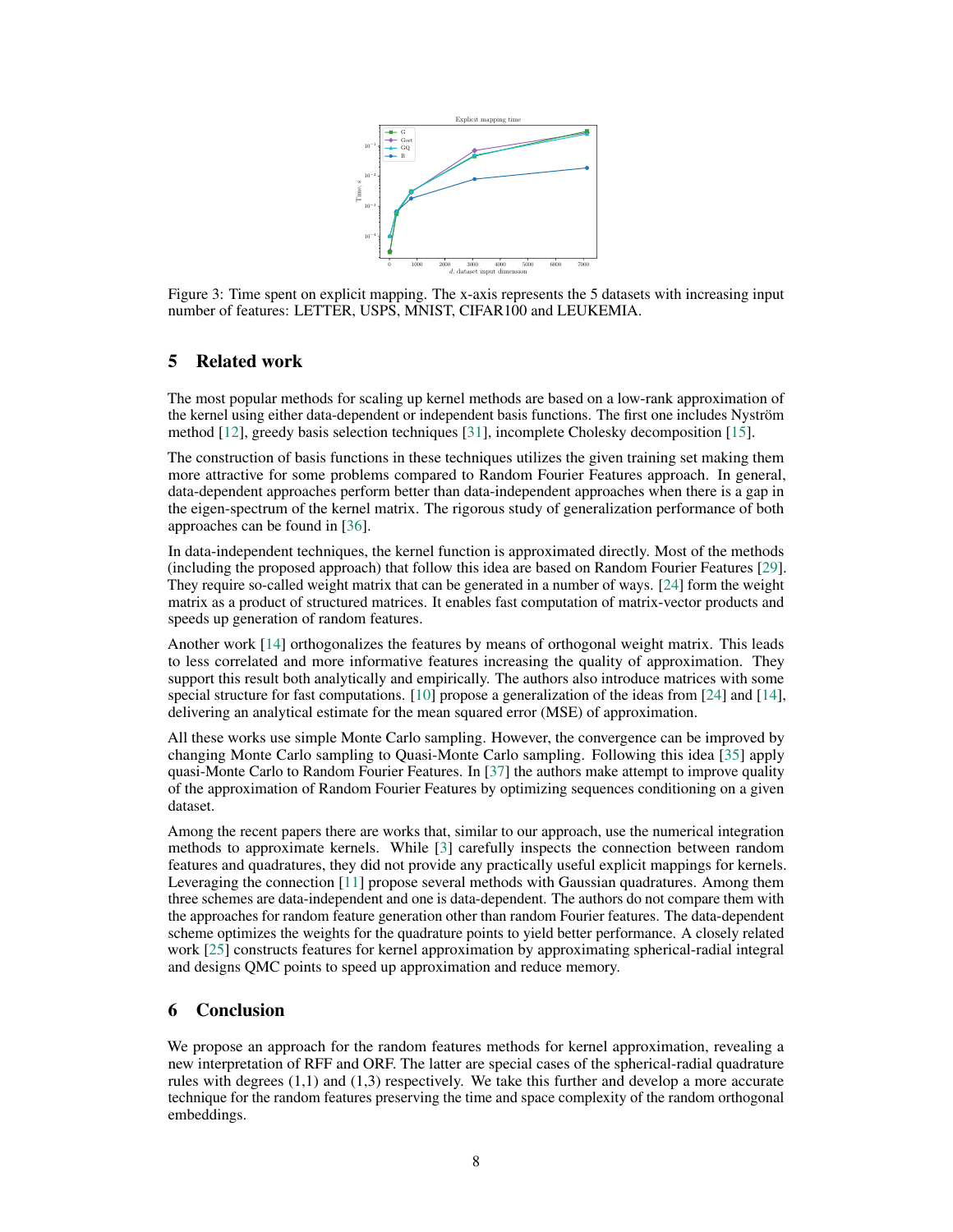Figure 3: Time spent on explicit mapping. The x-axis represents the 5 datasets with increasing input number of features: LETTER, USPS, MNIST, CIFAR100 and LEUKEMIA.

## 5 Related work

The most popular methods for scaling up kernel methods are based on a low-rank approximation of the kernel using either data-dependent or independent basis functions. The first one includes Nyström method [12], greedy basis selection techniques [31], incomplete Cholesky decomposition [15].

The construction of basis functions in these techniques utilizes the given training set making them more attractive for some problems compared to Random Fourier Features approach. In general, data-dependent approaches perform better than data-independent approaches when there is a gap in the eigen-spectrum of the kernel matrix. The rigorous study of generalization performance of both approaches can be found in [36].

In data-independent techniques, the kernel function is approximated directly. Most of the methods (including the proposed approach) that follow this idea are based on Random Fourier Features [29]. They require so-called weight matrix that can be generated in a number of ways. [24] form the weight matrix as a product of structured matrices. It enables fast computation of matrix-vector products and speeds up generation of random features.

Another work [14] orthogonalizes the features by means of orthogonal weight matrix. This leads to less correlated and more informative features increasing the quality of approximation. They support this result both analytically and empirically. The authors also introduce matrices with some special structure for fast computations. [10] propose a generalization of the ideas from [24] and [14], delivering an analytical estimate for the mean squared error (MSE) of approximation.

All these works use simple Monte Carlo sampling. However, the convergence can be improved by changing Monte Carlo sampling to Quasi-Monte Carlo sampling. Following this idea [35] apply quasi-Monte Carlo to Random Fourier Features. In [37] the authors make attempt to improve quality of the approximation of Random Fourier Features by optimizing sequences conditioning on a given dataset.

Among the recent papers there are works that, similar to our approach, use the numerical integration methods to approximate kernels. While [3] carefully inspects the connection between random features and quadratures, they did not provide any practically useful explicit mappings for kernels. Leveraging the connection [11] propose several methods with Gaussian quadratures. Among them three schemes are data-independent and one is data-dependent. The authors do not compare them with the approaches for random feature generation other than random Fourier features. The data-dependent scheme optimizes the weights for the quadrature points to yield better performance. A closely related work [25] constructs features for kernel approximation by approximating spherical-radial integral and designs QMC points to speed up approximation and reduce memory.

## 6 Conclusion

We propose an approach for the random features methods for kernel approximation, revealing a new interpretation of RFF and ORF. The latter are special cases of the spherical-radial quadrature rules with degrees (1,1) and (1,3) respectively. We take this further and develop a more accurate technique for the random features preserving the time and space complexity of the random orthogonal embeddings.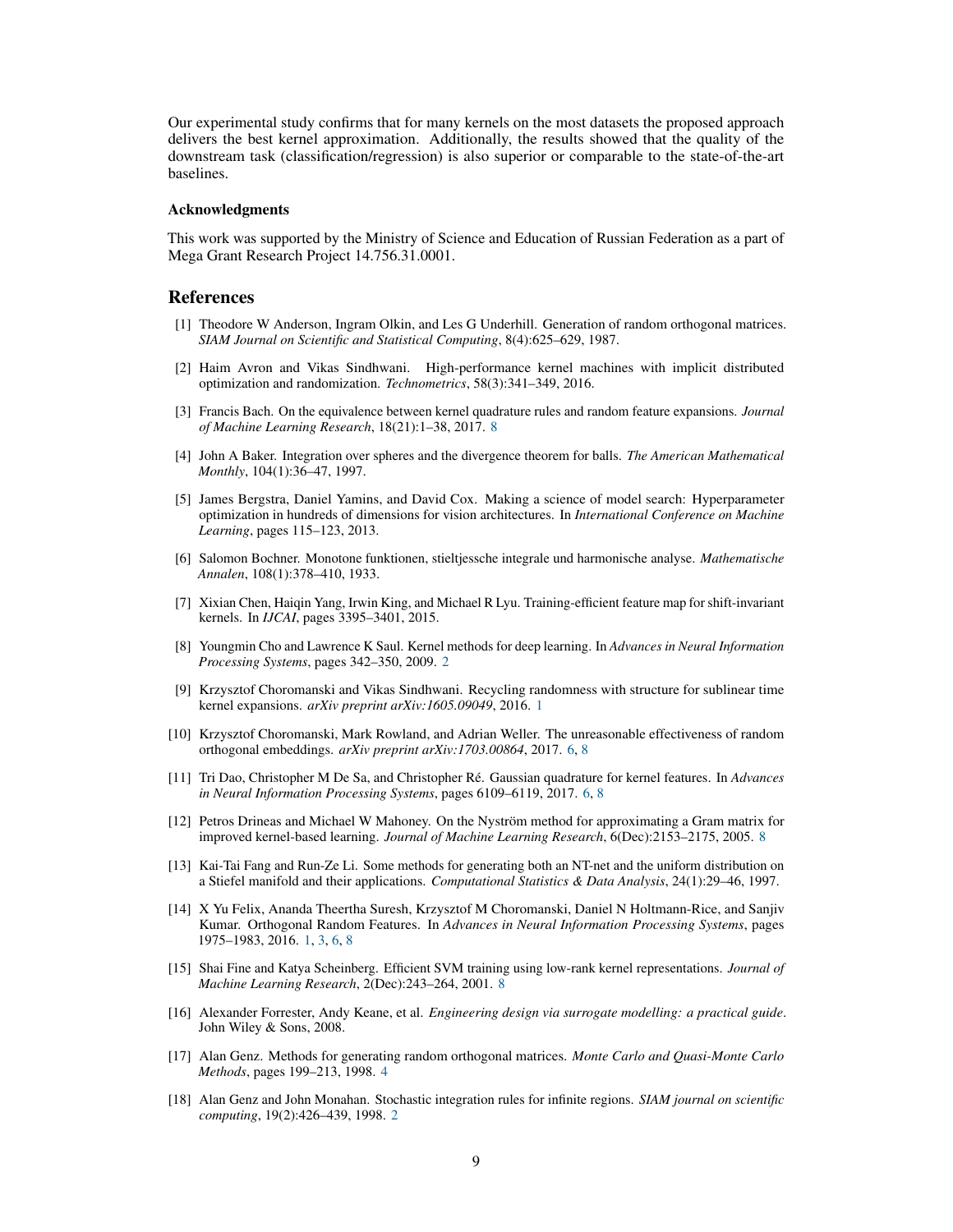Our experimental study confirms that for many kernels on the most datasets the proposed approach delivers the best kernel approximation. Additionally, the results showed that the quality of the downstream task (classification/regression) is also superior or comparable to the state-of-the-art baselines.

### Acknowledgments

This work was supported by the Ministry of Science and Education of Russian Federation as a part of Mega Grant Research Project 14.756.31.0001.

## References

[1] Theodore W Anderson, Ingram Olkin, and Les G Underhill. Generation of random orthogonal matrices. *SIAM Journal on Scientific and Statistical Computing*, 8(4):625–629, 1987.

[2] Haim Avron and Vikas Sindhwani. High-performance kernel machines with implicit distributed optimization and randomization. *Technometrics*, 58(3):341–349, 2016.

[3] Francis Bach. On the equivalence between kernel quadrature rules and random feature expansions. *Journal of Machine Learning Research*, 18(21):1–38, 2017. 8

[4] John A Baker. Integration over spheres and the divergence theorem for balls. *The American Mathematical Monthly*, 104(1):36–47, 1997.

[5] James Bergstra, Daniel Yamins, and David Cox. Making a science of model search: Hyperparameter optimization in hundreds of dimensions for vision architectures. In *International Conference on Machine Learning*, pages 115–123, 2013.

[6] Salomon Bochner. Monotone funktionen, stieltjessche integrale und harmonische analyse. *Mathematische Annalen*, 108(1):378–410, 1933.

[7] Xixian Chen, Haiqin Yang, Irwin King, and Michael R Lyu. Training-efficient feature map for shift-invariant kernels. In *IJCAI*, pages 3395–3401, 2015.

[8] Youngmin Cho and Lawrence K Saul. Kernel methods for deep learning. In *Advances in Neural Information Processing Systems*, pages 342–350, 2009. 2

[9] Krzysztof Choromanski and Vikas Sindhwani. Recycling randomness with structure for sublinear time kernel expansions. *arXiv preprint arXiv:1605.09049*, 2016. 1

[10] Krzysztof Choromanski, Mark Rowland, and Adrian Weller. The unreasonable effectiveness of random orthogonal embeddings. *arXiv preprint arXiv:1703.00864*, 2017. 6, 8

[11] Tri Dao, Christopher M De Sa, and Christopher Ré. Gaussian quadrature for kernel features. In *Advances in Neural Information Processing Systems*, pages 6109–6119, 2017. 6, 8

[12] Petros Drineas and Michael W Mahoney. On the Nyström method for approximating a Gram matrix for improved kernel-based learning. *Journal of Machine Learning Research*, 6(Dec):2153–2175, 2005. 8

[13] Kai-Tai Fang and Run-Ze Li. Some methods for generating both an NT-net and the uniform distribution on a Stiefel manifold and their applications. *Computational Statistics & Data Analysis*, 24(1):29–46, 1997.

[14] X Yu Felix, Ananda Theertha Suresh, Krzysztof M Choromanski, Daniel N Holtmann-Rice, and Sanjiv Kumar. Orthogonal Random Features. In *Advances in Neural Information Processing Systems*, pages 1975–1983, 2016. 1, 3, 6, 8

[15] Shai Fine and Katya Scheinberg. Efficient SVM training using low-rank kernel representations. *Journal of Machine Learning Research*, 2(Dec):243–264, 2001. 8

[16] Alexander Forrester, Andy Keane, et al. *Engineering design via surrogate modelling: a practical guide*. John Wiley & Sons, 2008.

[17] Alan Genz. Methods for generating random orthogonal matrices. *Monte Carlo and Quasi-Monte Carlo Methods*, pages 199–213, 1998. 4

[18] Alan Genz and John Monahan. Stochastic integration rules for infinite regions. *SIAM journal on scientific computing*, 19(2):426–439, 1998. 2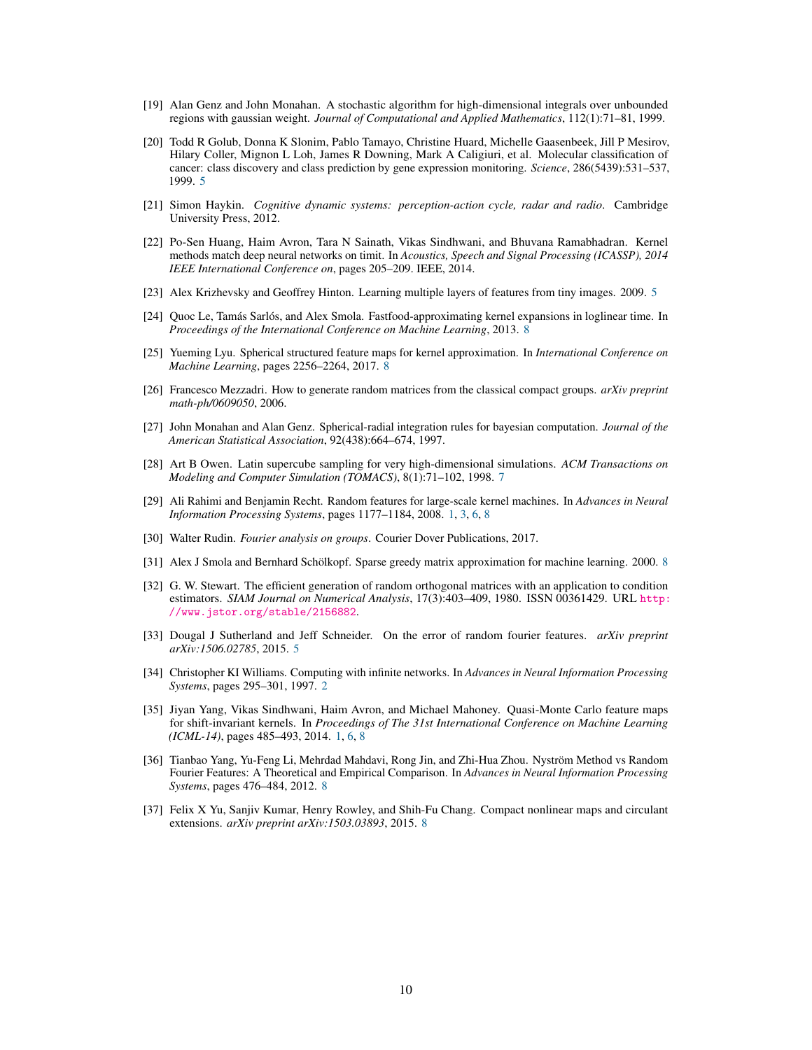[19] Alan Genz and John Monahan. A stochastic algorithm for high-dimensional integrals over unbounded regions with gaussian weight. *Journal of Computational and Applied Mathematics*, 112(1):71–81, 1999.

[20] Todd R Golub, Donna K Slonim, Pablo Tamayo, Christine Huard, Michelle Gaasenbeek, Jill P Mesirov, Hilary Coller, Mignon L Loh, James R Downing, Mark A Caligiuri, et al. Molecular classification of cancer: class discovery and class prediction by gene expression monitoring. *Science*, 286(5439):531–537, 1999. 5

[21] Simon Haykin. *Cognitive dynamic systems: perception-action cycle, radar and radio*. Cambridge University Press, 2012.

[22] Po-Sen Huang, Haim Avron, Tara N Sainath, Vikas Sindhwani, and Bhuvana Ramabhadran. Kernel methods match deep neural networks on timit. In *Acoustics, Speech and Signal Processing (ICASSP), 2014 IEEE International Conference on*, pages 205–209. IEEE, 2014.

[23] Alex Krizhevsky and Geoffrey Hinton. Learning multiple layers of features from tiny images. 2009. 5

[24] Quoc Le, Tamás Sarlós, and Alex Smola. Fastfood-approximating kernel expansions in loglinear time. In *Proceedings of the International Conference on Machine Learning*, 2013. 8

[25] Yueming Lyu. Spherical structured feature maps for kernel approximation. In *International Conference on Machine Learning*, pages 2256–2264, 2017. 8

[26] Francesco Mezzadri. How to generate random matrices from the classical compact groups. *arXiv preprint math-ph/0609050*, 2006.

[27] John Monahan and Alan Genz. Spherical-radial integration rules for bayesian computation. *Journal of the American Statistical Association*, 92(438):664–674, 1997.

[28] Art B Owen. Latin supercube sampling for very high-dimensional simulations. *ACM Transactions on Modeling and Computer Simulation (TOMACS)*, 8(1):71–102, 1998. 7

[29] Ali Rahimi and Benjamin Recht. Random features for large-scale kernel machines. In *Advances in Neural Information Processing Systems*, pages 1177–1184, 2008. 1, 3, 6, 8

[30] Walter Rudin. *Fourier analysis on groups*. Courier Dover Publications, 2017.

[31] Alex J Smola and Bernhard Schölkopf. Sparse greedy matrix approximation for machine learning. 2000. 8

[32] G. W. Stewart. The efficient generation of random orthogonal matrices with an application to condition estimators. *SIAM Journal on Numerical Analysis*, 17(3):403–409, 1980. ISSN 00361429. URL http://www.jstor.org/stable/2156882.

[33] Dougal J Sutherland and Jeff Schneider. On the error of random fourier features. *arXiv preprint arXiv:1506.02785*, 2015. 5

[34] Christopher KI Williams. Computing with infinite networks. In *Advances in Neural Information Processing Systems*, pages 295–301, 1997. 2

[35] Jiyan Yang, Vikas Sindhwani, Haim Avron, and Michael Mahoney. Quasi-Monte Carlo feature maps for shift-invariant kernels. In *Proceedings of The 31st International Conference on Machine Learning (ICML-14)*, pages 485–493, 2014. 1, 6, 8

[36] Tianbao Yang, Yu-Feng Li, Mehrdad Mahdavi, Rong Jin, and Zhi-Hua Zhou. Nyström Method vs Random Fourier Features: A Theoretical and Empirical Comparison. In *Advances in Neural Information Processing Systems*, pages 476–484, 2012. 8

[37] Felix X Yu, Sanjiv Kumar, Henry Rowley, and Shih-Fu Chang. Compact nonlinear maps and circulant extensions. *arXiv preprint arXiv:1503.03893*, 2015. 8